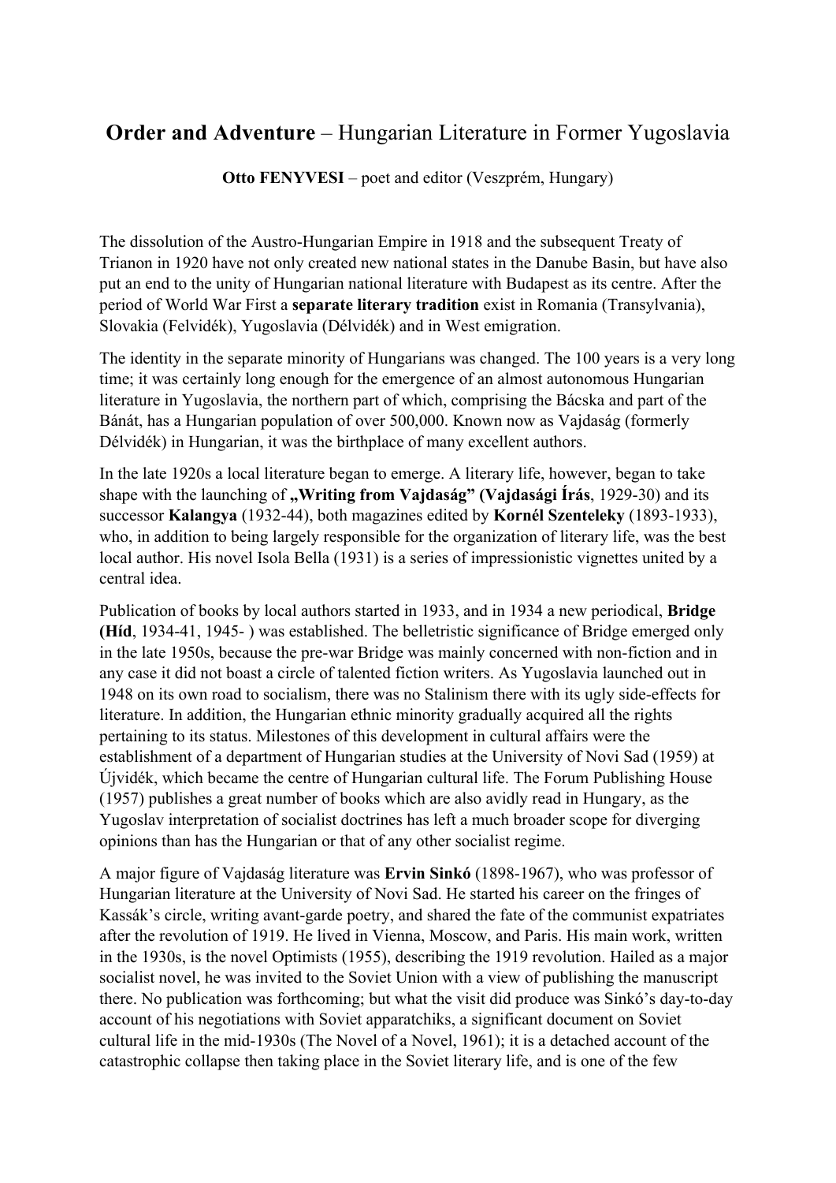# **Order and Adventure** – Hungarian Literature in Former Yugoslavia

**Otto FENYVESI** – poet and editor (Veszprém, Hungary)

The dissolution of the Austro-Hungarian Empire in 1918 and the subsequent Treaty of Trianon in 1920 have not only created new national states in the Danube Basin, but have also put an end to the unity of Hungarian national literature with Budapest as its centre. After the period of World War First a **separate literary tradition** exist in Romania (Transylvania), Slovakia (Felvidék), Yugoslavia (Délvidék) and in West emigration.

The identity in the separate minority of Hungarians was changed. The 100 years is a very long time; it was certainly long enough for the emergence of an almost autonomous Hungarian literature in Yugoslavia, the northern part of which, comprising the Bácska and part of the Bánát, has a Hungarian population of over 500,000. Known now as Vajdaság (formerly Délvidék) in Hungarian, it was the birthplace of many excellent authors.

In the late 1920s a local literature began to emerge. A literary life, however, began to take shape with the launching of **„Writing from Vajdaság" (Vajdasági Írás**, 1929-30) and its successor **Kalangya** (1932-44), both magazines edited by **Kornél Szenteleky** (1893-1933), who, in addition to being largely responsible for the organization of literary life, was the best local author. His novel Isola Bella (1931) is a series of impressionistic vignettes united by a central idea.

Publication of books by local authors started in 1933, and in 1934 a new periodical, **Bridge (Híd**, 1934-41, 1945- ) was established. The belletristic significance of Bridge emerged only in the late 1950s, because the pre-war Bridge was mainly concerned with non-fiction and in any case it did not boast a circle of talented fiction writers. As Yugoslavia launched out in 1948 on its own road to socialism, there was no Stalinism there with its ugly side-effects for literature. In addition, the Hungarian ethnic minority gradually acquired all the rights pertaining to its status. Milestones of this development in cultural affairs were the establishment of a department of Hungarian studies at the University of Novi Sad (1959) at Újvidék, which became the centre of Hungarian cultural life. The Forum Publishing House (1957) publishes a great number of books which are also avidly read in Hungary, as the Yugoslav interpretation of socialist doctrines has left a much broader scope for diverging opinions than has the Hungarian or that of any other socialist regime.

A major figure of Vajdaság literature was **Ervin Sinkó** (1898-1967), who was professor of Hungarian literature at the University of Novi Sad. He started his career on the fringes of Kassák's circle, writing avant-garde poetry, and shared the fate of the communist expatriates after the revolution of 1919. He lived in Vienna, Moscow, and Paris. His main work, written in the 1930s, is the novel Optimists (1955), describing the 1919 revolution. Hailed as a major socialist novel, he was invited to the Soviet Union with a view of publishing the manuscript there. No publication was forthcoming; but what the visit did produce was Sinkó's day-to-day account of his negotiations with Soviet apparatchiks, a significant document on Soviet cultural life in the mid-1930s (The Novel of a Novel, 1961); it is a detached account of the catastrophic collapse then taking place in the Soviet literary life, and is one of the few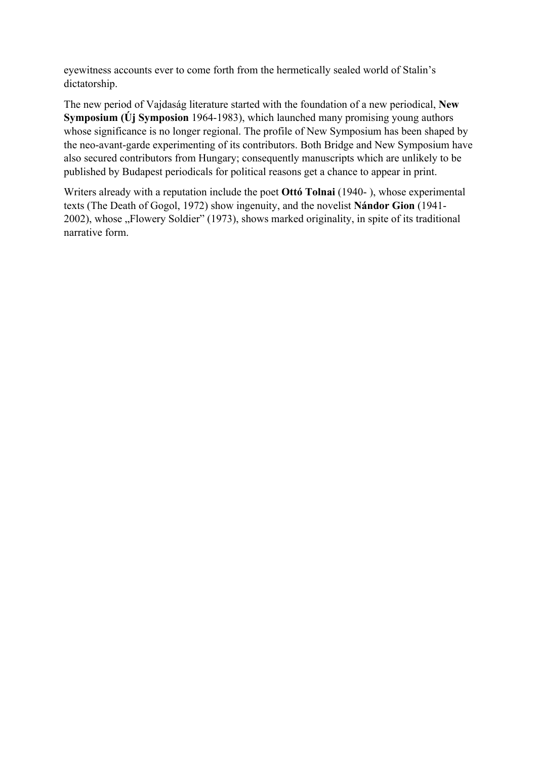eyewitness accounts ever to come forth from the hermetically sealed world of Stalin's dictatorship.

The new period of Vajdaság literature started with the foundation of a new periodical, **New Symposium (Új Symposion** 1964-1983), which launched many promising young authors whose significance is no longer regional. The profile of New Symposium has been shaped by the neo-avant-garde experimenting of its contributors. Both Bridge and New Symposium have also secured contributors from Hungary; consequently manuscripts which are unlikely to be published by Budapest periodicals for political reasons get a chance to appear in print.

Writers already with a reputation include the poet **Ottó Tolnai** (1940- ), whose experimental texts (The Death of Gogol, 1972) show ingenuity, and the novelist **Nándor Gion** (1941-2002), whose „Flowery Soldier" (1973), shows marked originality, in spite of its traditional narrative form.